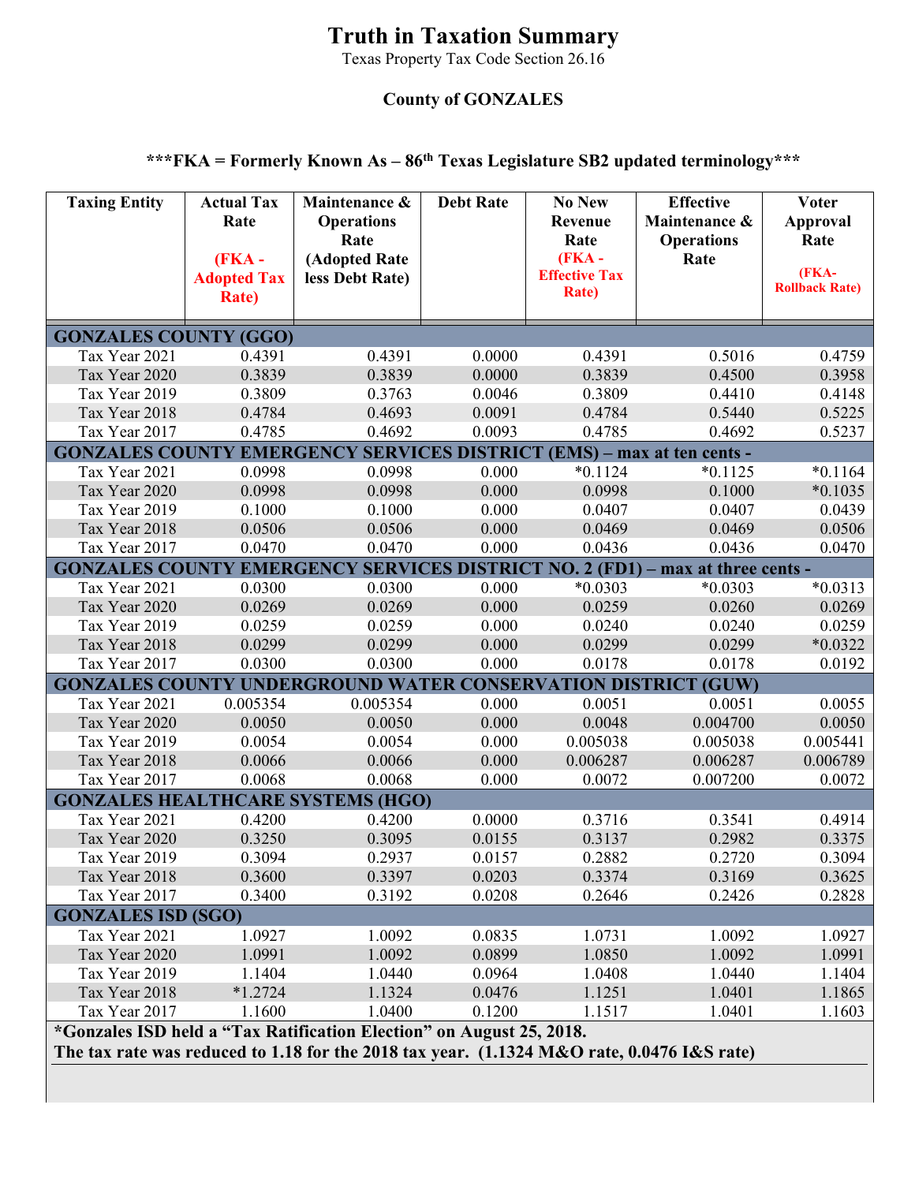# Truth in Taxation Summary

Texas Property Tax Code Section 26.16

**County of GONZALES**

**\*\*\*FKA = Formerly Known As – 86th Texas Legislature SB2 updated terminology\*\*\***

| Taxing Entity | Actual Tax Rate (FKA - Adopted Tax Rate) | Maintenance & Operations Rate (Adopted Rate less Debt Rate) | Debt Rate | No New Revenue Rate (FKA - Effective Tax Rate) | Effective Maintenance & Operations Rate | Voter Approval Rate (FKA- Rollback Rate) |
|---|---|---|---|---|---|---|
| **GONZALES COUNTY (GGO)** | | | | | | |
| Tax Year 2021 | 0.4391 | 0.4391 | 0.0000 | 0.4391 | 0.5016 | 0.4759 |
| Tax Year 2020 | 0.3839 | 0.3839 | 0.0000 | 0.3839 | 0.4500 | 0.3958 |
| Tax Year 2019 | 0.3809 | 0.3763 | 0.0046 | 0.3809 | 0.4410 | 0.4148 |
| Tax Year 2018 | 0.4784 | 0.4693 | 0.0091 | 0.4784 | 0.5440 | 0.5225 |
| Tax Year 2017 | 0.4785 | 0.4692 | 0.0093 | 0.4785 | 0.4692 | 0.5237 |
| **GONZALES COUNTY EMERGENCY SERVICES DISTRICT (EMS) – max at ten cents -** | | | | | | |
| Tax Year 2021 | 0.0998 | 0.0998 | 0.000 | *0.1124 | *0.1125 | *0.1164 |
| Tax Year 2020 | 0.0998 | 0.0998 | 0.000 | 0.0998 | 0.1000 | *0.1035 |
| Tax Year 2019 | 0.1000 | 0.1000 | 0.000 | 0.0407 | 0.0407 | 0.0439 |
| Tax Year 2018 | 0.0506 | 0.0506 | 0.000 | 0.0469 | 0.0469 | 0.0506 |
| Tax Year 2017 | 0.0470 | 0.0470 | 0.000 | 0.0436 | 0.0436 | 0.0470 |
| **GONZALES COUNTY EMERGENCY SERVICES DISTRICT NO. 2 (FD1) – max at three cents -** | | | | | | |
| Tax Year 2021 | 0.0300 | 0.0300 | 0.000 | *0.0303 | *0.0303 | *0.0313 |
| Tax Year 2020 | 0.0269 | 0.0269 | 0.000 | 0.0259 | 0.0260 | 0.0269 |
| Tax Year 2019 | 0.0259 | 0.0259 | 0.000 | 0.0240 | 0.0240 | 0.0259 |
| Tax Year 2018 | 0.0299 | 0.0299 | 0.000 | 0.0299 | 0.0299 | *0.0322 |
| Tax Year 2017 | 0.0300 | 0.0300 | 0.000 | 0.0178 | 0.0178 | 0.0192 |
| **GONZALES COUNTY UNDERGROUND WATER CONSERVATION DISTRICT (GUW)** | | | | | | |
| Tax Year 2021 | 0.005354 | 0.005354 | 0.000 | 0.0051 | 0.0051 | 0.0055 |
| Tax Year 2020 | 0.0050 | 0.0050 | 0.000 | 0.0048 | 0.004700 | 0.0050 |
| Tax Year 2019 | 0.0054 | 0.0054 | 0.000 | 0.005038 | 0.005038 | 0.005441 |
| Tax Year 2018 | 0.0066 | 0.0066 | 0.000 | 0.006287 | 0.006287 | 0.006789 |
| Tax Year 2017 | 0.0068 | 0.0068 | 0.000 | 0.0072 | 0.007200 | 0.0072 |
| **GONZALES HEALTHCARE SYSTEMS (HGO)** | | | | | | |
| Tax Year 2021 | 0.4200 | 0.4200 | 0.0000 | 0.3716 | 0.3541 | 0.4914 |
| Tax Year 2020 | 0.3250 | 0.3095 | 0.0155 | 0.3137 | 0.2982 | 0.3375 |
| Tax Year 2019 | 0.3094 | 0.2937 | 0.0157 | 0.2882 | 0.2720 | 0.3094 |
| Tax Year 2018 | 0.3600 | 0.3397 | 0.0203 | 0.3374 | 0.3169 | 0.3625 |
| Tax Year 2017 | 0.3400 | 0.3192 | 0.0208 | 0.2646 | 0.2426 | 0.2828 |
| **GONZALES ISD (SGO)** | | | | | | |
| Tax Year 2021 | 1.0927 | 1.0092 | 0.0835 | 1.0731 | 1.0092 | 1.0927 |
| Tax Year 2020 | 1.0991 | 1.0092 | 0.0899 | 1.0850 | 1.0092 | 1.0991 |
| Tax Year 2019 | 1.1404 | 1.0440 | 0.0964 | 1.0408 | 1.0440 | 1.1404 |
| Tax Year 2018 | *1.2724 | 1.1324 | 0.0476 | 1.1251 | 1.0401 | 1.1865 |
| Tax Year 2017 | 1.1600 | 1.0400 | 0.1200 | 1.1517 | 1.0401 | 1.1603 |

**\*Gonzales ISD held a "Tax Ratification Election" on August 25, 2018.**
**The tax rate was reduced to 1.18 for the 2018 tax year. (1.1324 M&O rate, 0.0476 I&S rate)**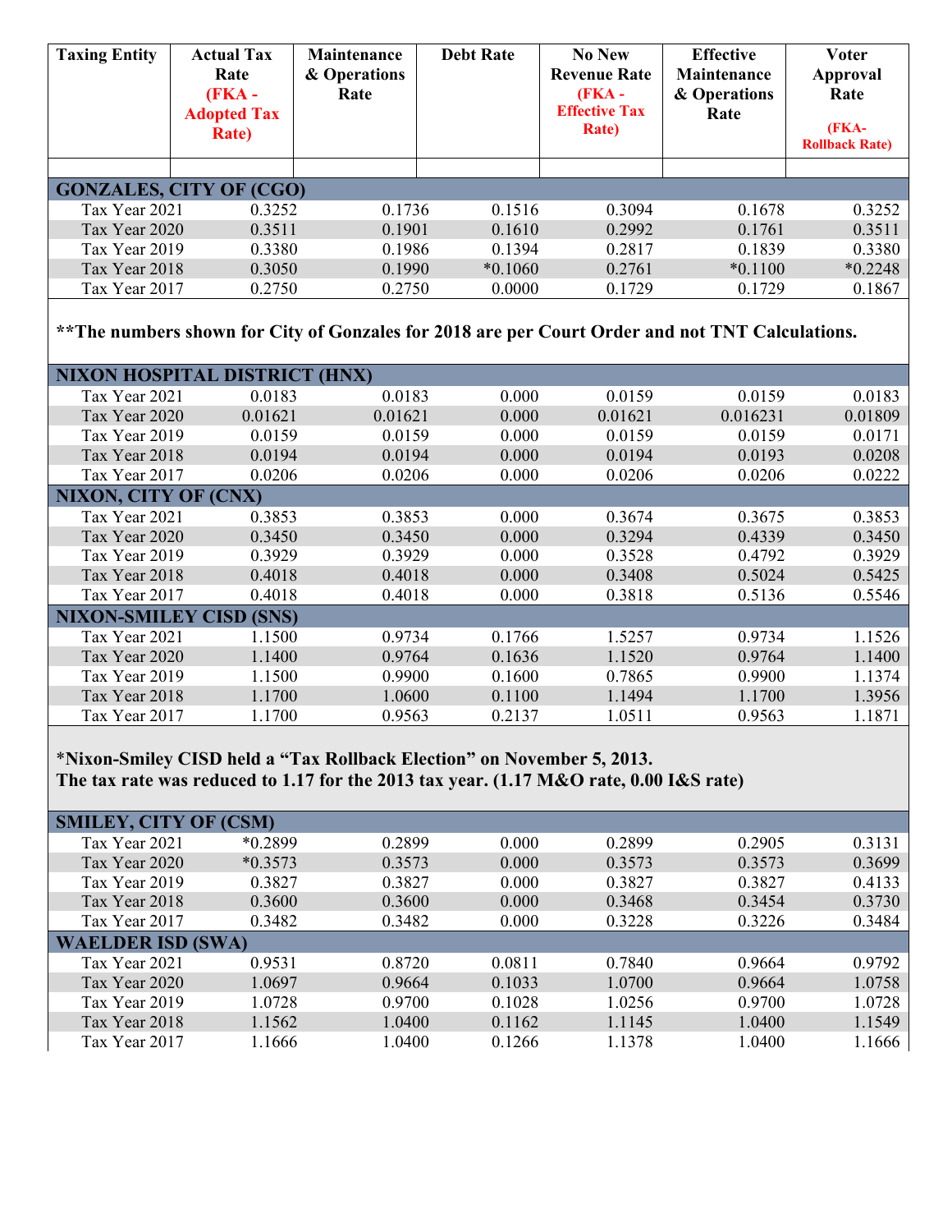| Taxing Entity | Actual Tax Rate (FKA - Adopted Tax Rate) | Maintenance & Operations Rate | Debt Rate | No New Revenue Rate (FKA - Effective Tax Rate) | Effective Maintenance & Operations Rate | Voter Approval Rate (FKA- Rollback Rate) |
|---|---|---|---|---|---|---|
| | | | | | | |
| **GONZALES, CITY OF (CGO)** | | | | | | |
| Tax Year 2021 | 0.3252 | 0.1736 | 0.1516 | 0.3094 | 0.1678 | 0.3252 |
| Tax Year 2020 | 0.3511 | 0.1901 | 0.1610 | 0.2992 | 0.1761 | 0.3511 |
| Tax Year 2019 | 0.3380 | 0.1986 | 0.1394 | 0.2817 | 0.1839 | 0.3380 |
| Tax Year 2018 | 0.3050 | 0.1990 | *0.1060 | 0.2761 | *0.1100 | *0.2248 |
| Tax Year 2017 | 0.2750 | 0.2750 | 0.0000 | 0.1729 | 0.1729 | 0.1867 |
| **\*\*The numbers shown for City of Gonzales for 2018 are per Court Order and not TNT Calculations.** | | | | | | |
| **NIXON HOSPITAL DISTRICT (HNX)** | | | | | | |
| Tax Year 2021 | 0.0183 | 0.0183 | 0.000 | 0.0159 | 0.0159 | 0.0183 |
| Tax Year 2020 | 0.01621 | 0.01621 | 0.000 | 0.01621 | 0.016231 | 0.01809 |
| Tax Year 2019 | 0.0159 | 0.0159 | 0.000 | 0.0159 | 0.0159 | 0.0171 |
| Tax Year 2018 | 0.0194 | 0.0194 | 0.000 | 0.0194 | 0.0193 | 0.0208 |
| Tax Year 2017 | 0.0206 | 0.0206 | 0.000 | 0.0206 | 0.0206 | 0.0222 |
| **NIXON, CITY OF (CNX)** | | | | | | |
| Tax Year 2021 | 0.3853 | 0.3853 | 0.000 | 0.3674 | 0.3675 | 0.3853 |
| Tax Year 2020 | 0.3450 | 0.3450 | 0.000 | 0.3294 | 0.4339 | 0.3450 |
| Tax Year 2019 | 0.3929 | 0.3929 | 0.000 | 0.3528 | 0.4792 | 0.3929 |
| Tax Year 2018 | 0.4018 | 0.4018 | 0.000 | 0.3408 | 0.5024 | 0.5425 |
| Tax Year 2017 | 0.4018 | 0.4018 | 0.000 | 0.3818 | 0.5136 | 0.5546 |
| **NIXON-SMILEY CISD (SNS)** | | | | | | |
| Tax Year 2021 | 1.1500 | 0.9734 | 0.1766 | 1.5257 | 0.9734 | 1.1526 |
| Tax Year 2020 | 1.1400 | 0.9764 | 0.1636 | 1.1520 | 0.9764 | 1.1400 |
| Tax Year 2019 | 1.1500 | 0.9900 | 0.1600 | 0.7865 | 0.9900 | 1.1374 |
| Tax Year 2018 | 1.1700 | 1.0600 | 0.1100 | 1.1494 | 1.1700 | 1.3956 |
| Tax Year 2017 | 1.1700 | 0.9563 | 0.2137 | 1.0511 | 0.9563 | 1.1871 |
| *Nixon-Smiley CISD held a “Tax Rollback Election” on November 5, 2013. The tax rate was reduced to 1.17 for the 2013 tax year. (1.17 M&O rate, 0.00 I&S rate) | | | | | | |
| **SMILEY, CITY OF (CSM)** | | | | | | |
| Tax Year 2021 | *0.2899 | 0.2899 | 0.000 | 0.2899 | 0.2905 | 0.3131 |
| Tax Year 2020 | *0.3573 | 0.3573 | 0.000 | 0.3573 | 0.3573 | 0.3699 |
| Tax Year 2019 | 0.3827 | 0.3827 | 0.000 | 0.3827 | 0.3827 | 0.4133 |
| Tax Year 2018 | 0.3600 | 0.3600 | 0.000 | 0.3468 | 0.3454 | 0.3730 |
| Tax Year 2017 | 0.3482 | 0.3482 | 0.000 | 0.3228 | 0.3226 | 0.3484 |
| **WAELDER ISD (SWA)** | | | | | | |
| Tax Year 2021 | 0.9531 | 0.8720 | 0.0811 | 0.7840 | 0.9664 | 0.9792 |
| Tax Year 2020 | 1.0697 | 0.9664 | 0.1033 | 1.0700 | 0.9664 | 1.0758 |
| Tax Year 2019 | 1.0728 | 0.9700 | 0.1028 | 1.0256 | 0.9700 | 1.0728 |
| Tax Year 2018 | 1.1562 | 1.0400 | 0.1162 | 1.1145 | 1.0400 | 1.1549 |
| Tax Year 2017 | 1.1666 | 1.0400 | 0.1266 | 1.1378 | 1.0400 | 1.1666 |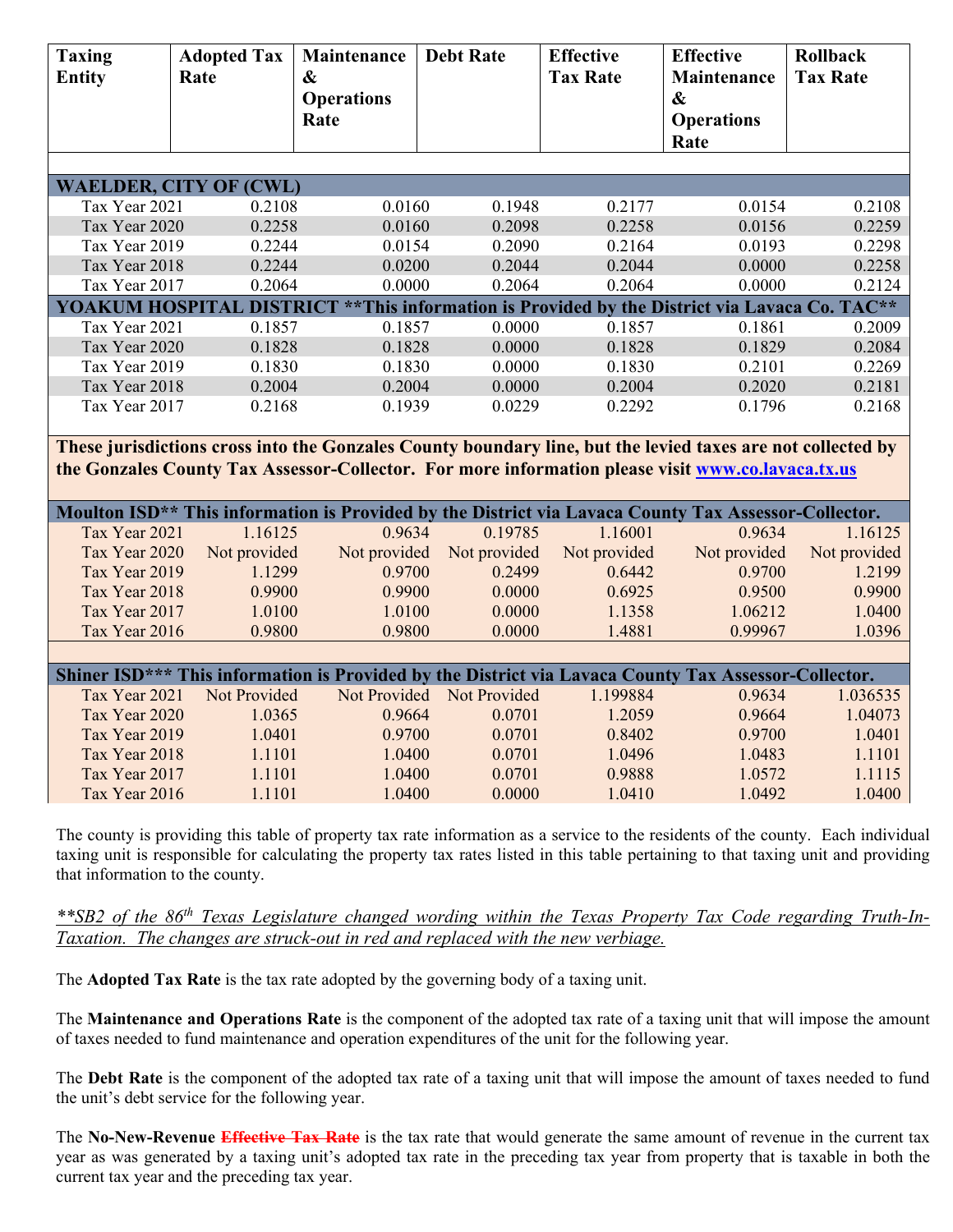| Taxing Entity | Adopted Tax Rate | Maintenance & Operations Rate | Debt Rate | Effective Tax Rate | Effective Maintenance & Operations Rate | Rollback Tax Rate |
|---|---|---|---|---|---|---|
| **WAELDER, CITY OF (CWL)** | | | | | | |
| Tax Year 2021 | 0.2108 | 0.0160 | 0.1948 | 0.2177 | 0.0154 | 0.2108 |
| Tax Year 2020 | 0.2258 | 0.0160 | 0.2098 | 0.2258 | 0.0156 | 0.2259 |
| Tax Year 2019 | 0.2244 | 0.0154 | 0.2090 | 0.2164 | 0.0193 | 0.2298 |
| Tax Year 2018 | 0.2244 | 0.0200 | 0.2044 | 0.2044 | 0.0000 | 0.2258 |
| Tax Year 2017 | 0.2064 | 0.0000 | 0.2064 | 0.2064 | 0.0000 | 0.2124 |
| **YOAKUM HOSPITAL DISTRICT \*\*This information is Provided by the District via Lavaca Co. TAC\*\*** | | | | | | |
| Tax Year 2021 | 0.1857 | 0.1857 | 0.0000 | 0.1857 | 0.1861 | 0.2009 |
| Tax Year 2020 | 0.1828 | 0.1828 | 0.0000 | 0.1828 | 0.1829 | 0.2084 |
| Tax Year 2019 | 0.1830 | 0.1830 | 0.0000 | 0.1830 | 0.2101 | 0.2269 |
| Tax Year 2018 | 0.2004 | 0.2004 | 0.0000 | 0.2004 | 0.2020 | 0.2181 |
| Tax Year 2017 | 0.2168 | 0.1939 | 0.0229 | 0.2292 | 0.1796 | 0.2168 |
| **These jurisdictions cross into the Gonzales County boundary line, but the levied taxes are not collected by the Gonzales County Tax Assessor-Collector. For more information please visit [www.co.lavaca.tx.us](http://www.co.lavaca.tx.us)** | | | | | | |
| **Moulton ISD\*\* This information is Provided by the District via Lavaca County Tax Assessor-Collector.** | | | | | | |
| Tax Year 2021 | 1.16125 | 0.9634 | 0.19785 | 1.16001 | 0.9634 | 1.16125 |
| Tax Year 2020 | Not provided | Not provided | Not provided | Not provided | Not provided | Not provided |
| Tax Year 2019 | 1.1299 | 0.9700 | 0.2499 | 0.6442 | 0.9700 | 1.2199 |
| Tax Year 2018 | 0.9900 | 0.9900 | 0.0000 | 0.6925 | 0.9500 | 0.9900 |
| Tax Year 2017 | 1.0100 | 1.0100 | 0.0000 | 1.1358 | 1.06212 | 1.0400 |
| Tax Year 2016 | 0.9800 | 0.9800 | 0.0000 | 1.4881 | 0.99967 | 1.0396 |
| **Shiner ISD\*\*\* This information is Provided by the District via Lavaca County Tax Assessor-Collector.** | | | | | | |
| Tax Year 2021 | Not Provided | Not Provided | Not Provided | 1.199884 | 0.9634 | 1.036535 |
| Tax Year 2020 | 1.0365 | 0.9664 | 0.0701 | 1.2059 | 0.9664 | 1.04073 |
| Tax Year 2019 | 1.0401 | 0.9700 | 0.0701 | 0.8402 | 0.9700 | 1.0401 |
| Tax Year 2018 | 1.1101 | 1.0400 | 0.0701 | 1.0496 | 1.0483 | 1.1101 |
| Tax Year 2017 | 1.1101 | 1.0400 | 0.0701 | 0.9888 | 1.0572 | 1.1115 |
| Tax Year 2016 | 1.1101 | 1.0400 | 0.0000 | 1.0410 | 1.0492 | 1.0400 |

The county is providing this table of property tax rate information as a service to the residents of the county. Each individual taxing unit is responsible for calculating the property tax rates listed in this table pertaining to that taxing unit and providing that information to the county.

*\*\*SB2 of the 86th Texas Legislature changed wording within the Texas Property Tax Code regarding Truth-In-Taxation. The changes are struck-out in red and replaced with the new verbiage.*

The **Adopted Tax Rate** is the tax rate adopted by the governing body of a taxing unit.

The **Maintenance and Operations Rate** is the component of the adopted tax rate of a taxing unit that will impose the amount of taxes needed to fund maintenance and operation expenditures of the unit for the following year.

The **Debt Rate** is the component of the adopted tax rate of a taxing unit that will impose the amount of taxes needed to fund the unit's debt service for the following year.

The **No-New-Revenue** ~~**Effective Tax Rate**~~ is the tax rate that would generate the same amount of revenue in the current tax year as was generated by a taxing unit's adopted tax rate in the preceding tax year from property that is taxable in both the current tax year and the preceding tax year.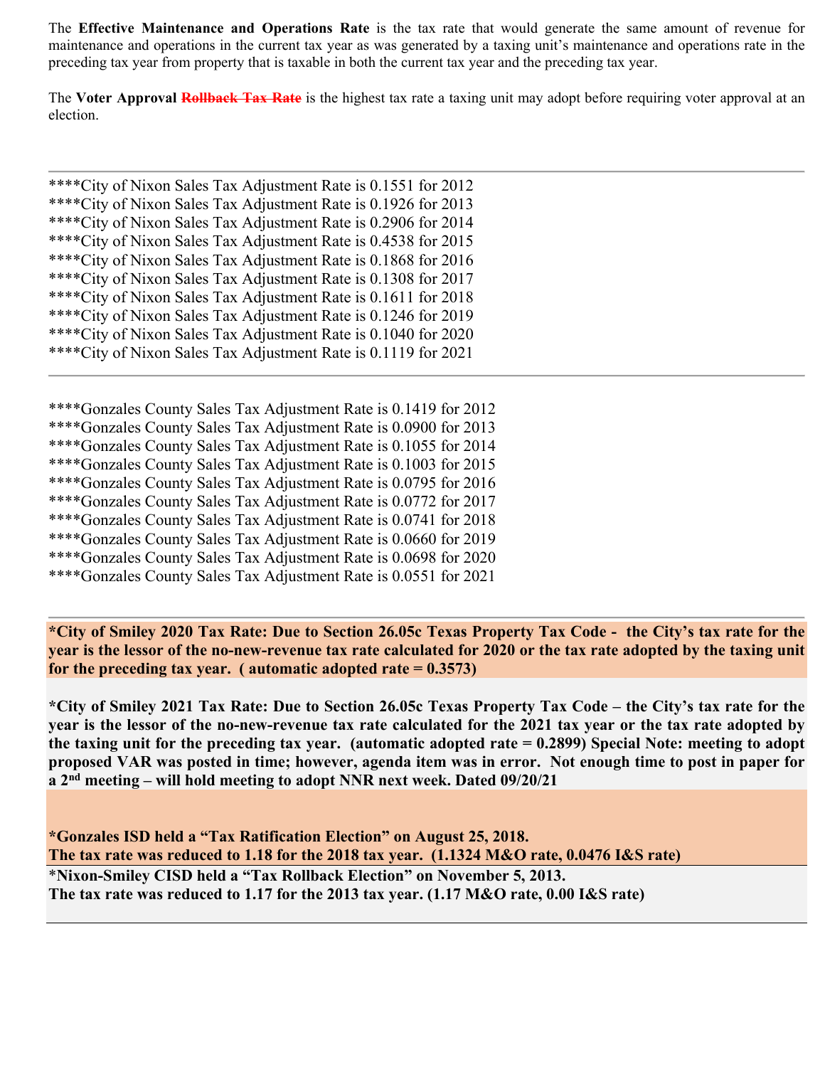The **Effective Maintenance and Operations Rate** is the tax rate that would generate the same amount of revenue for maintenance and operations in the current tax year as was generated by a taxing unit's maintenance and operations rate in the preceding tax year from property that is taxable in both the current tax year and the preceding tax year.

The **Voter Approval** ~~**Rollback Tax Rate**~~ is the highest tax rate a taxing unit may adopt before requiring voter approval at an election.

---

****City of Nixon Sales Tax Adjustment Rate is 0.1551 for 2012
****City of Nixon Sales Tax Adjustment Rate is 0.1926 for 2013
****City of Nixon Sales Tax Adjustment Rate is 0.2906 for 2014
****City of Nixon Sales Tax Adjustment Rate is 0.4538 for 2015
****City of Nixon Sales Tax Adjustment Rate is 0.1868 for 2016
****City of Nixon Sales Tax Adjustment Rate is 0.1308 for 2017
****City of Nixon Sales Tax Adjustment Rate is 0.1611 for 2018
****City of Nixon Sales Tax Adjustment Rate is 0.1246 for 2019
****City of Nixon Sales Tax Adjustment Rate is 0.1040 for 2020
****City of Nixon Sales Tax Adjustment Rate is 0.1119 for 2021

---

****Gonzales County Sales Tax Adjustment Rate is 0.1419 for 2012
****Gonzales County Sales Tax Adjustment Rate is 0.0900 for 2013
****Gonzales County Sales Tax Adjustment Rate is 0.1055 for 2014
****Gonzales County Sales Tax Adjustment Rate is 0.1003 for 2015
****Gonzales County Sales Tax Adjustment Rate is 0.0795 for 2016
****Gonzales County Sales Tax Adjustment Rate is 0.0772 for 2017
****Gonzales County Sales Tax Adjustment Rate is 0.0741 for 2018
****Gonzales County Sales Tax Adjustment Rate is 0.0660 for 2019
****Gonzales County Sales Tax Adjustment Rate is 0.0698 for 2020
****Gonzales County Sales Tax Adjustment Rate is 0.0551 for 2021

---

**\*City of Smiley 2020 Tax Rate: Due to Section 26.05c Texas Property Tax Code - the City's tax rate for the year is the lessor of the no-new-revenue tax rate calculated for 2020 or the tax rate adopted by the taxing unit for the preceding tax year. ( automatic adopted rate = 0.3573)**

**\*City of Smiley 2021 Tax Rate: Due to Section 26.05c Texas Property Tax Code – the City's tax rate for the year is the lessor of the no-new-revenue tax rate calculated for the 2021 tax year or the tax rate adopted by the taxing unit for the preceding tax year. (automatic adopted rate = 0.2899) Special Note: meeting to adopt proposed VAR was posted in time; however, agenda item was in error. Not enough time to post in paper for a 2nd meeting – will hold meeting to adopt NNR next week. Dated 09/20/21**

**\*Gonzales ISD held a "Tax Ratification Election" on August 25, 2018.**
**The tax rate was reduced to 1.18 for the 2018 tax year. (1.1324 M&O rate, 0.0476 I&S rate)**

**\*Nixon-Smiley CISD held a "Tax Rollback Election" on November 5, 2013.**
**The tax rate was reduced to 1.17 for the 2013 tax year. (1.17 M&O rate, 0.00 I&S rate)**